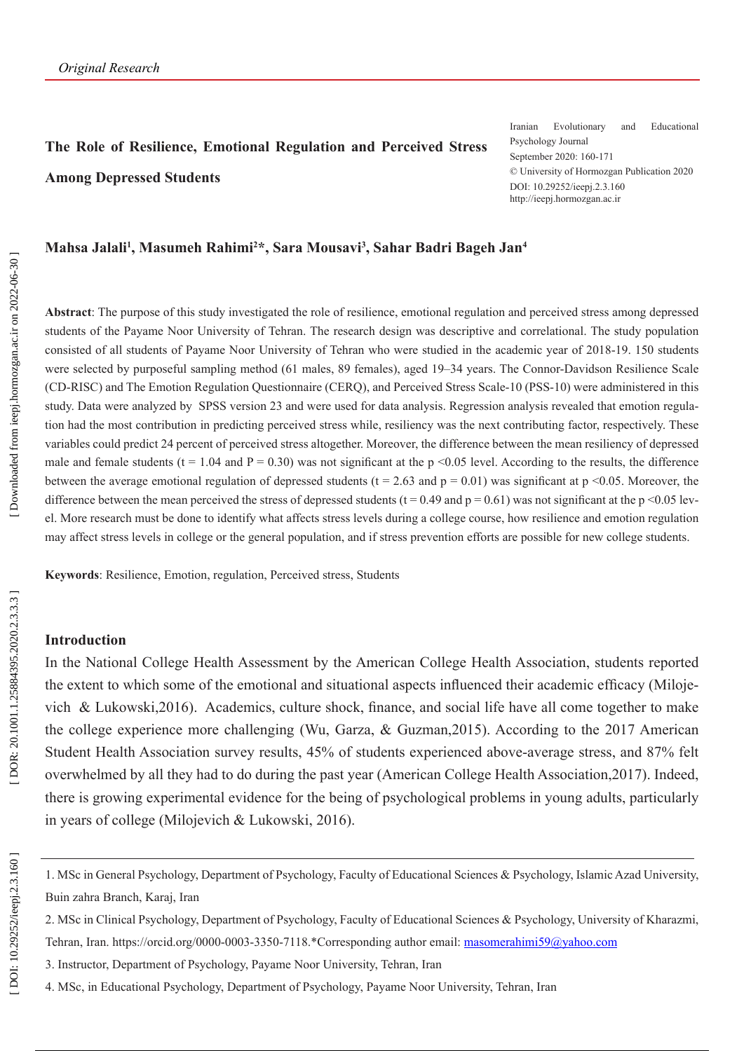*Original Research*

# The Role of Resilience, Emotional Regulation and Perceived Stress Among Depressed Students

Iranian Evolutionary and Educational Psychology Journal
September 2020: 160-171
© University of Hormozgan Publication 2020
DOI: 10.29252/ieepj.2.3.160
http://ieepj.hormozgan.ac.ir

**Mahsa Jalali[1], Masumeh Rahimi[2]*, Sara Mousavi[3], Sahar Badri Bageh Jan[4]**

**Abstract**: The purpose of this study investigated the role of resilience, emotional regulation and perceived stress among depressed students of the Payame Noor University of Tehran. The research design was descriptive and correlational. The study population consisted of all students of Payame Noor University of Tehran who were studied in the academic year of 2018-19. 150 students were selected by purposeful sampling method (61 males, 89 females), aged 19–34 years. The Connor-Davidson Resilience Scale (CD-RISC) and The Emotion Regulation Questionnaire (CERQ), and Perceived Stress Scale-10 (PSS-10) were administered in this study. Data were analyzed by SPSS version 23 and were used for data analysis. Regression analysis revealed that emotion regulation had the most contribution in predicting perceived stress while, resiliency was the next contributing factor, respectively. These variables could predict 24 percent of perceived stress altogether. Moreover, the difference between the mean resiliency of depressed male and female students ($t = 1.04$ and $P = 0.30$) was not significant at the $p < 0.05$ level. According to the results, the difference between the average emotional regulation of depressed students ($t = 2.63$ and $p = 0.01$) was significant at $p < 0.05$. Moreover, the difference between the mean perceived the stress of depressed students ($t = 0.49$ and $p = 0.61$) was not significant at the $p < 0.05$ level. More research must be done to identify what affects stress levels during a college course, how resilience and emotion regulation may affect stress levels in college or the general population, and if stress prevention efforts are possible for new college students.

**Keywords**: Resilience, Emotion, regulation, Perceived stress, Students

## Introduction

In the National College Health Assessment by the American College Health Association, students reported the extent to which some of the emotional and situational aspects influenced their academic efficacy (Milojevich & Lukowski,2016). Academics, culture shock, finance, and social life have all come together to make the college experience more challenging (Wu, Garza, & Guzman,2015). According to the 2017 American Student Health Association survey results, 45% of students experienced above-average stress, and 87% felt overwhelmed by all they had to do during the past year (American College Health Association,2017). Indeed, there is growing experimental evidence for the being of psychological problems in young adults, particularly in years of college (Milojevich & Lukowski, 2016).

---

1. MSc in General Psychology, Department of Psychology, Faculty of Educational Sciences & Psychology, Islamic Azad University, Buin zahra Branch, Karaj, Iran

2. MSc in Clinical Psychology, Department of Psychology, Faculty of Educational Sciences & Psychology, University of Kharazmi, Tehran, Iran. https://orcid.org/0000-0003-3350-7118.*Corresponding author email: masomerahimi59@yahoo.com

3. Instructor, Department of Psychology, Payame Noor University, Tehran, Iran

4. MSc, in Educational Psychology, Department of Psychology, Payame Noor University, Tehran, Iran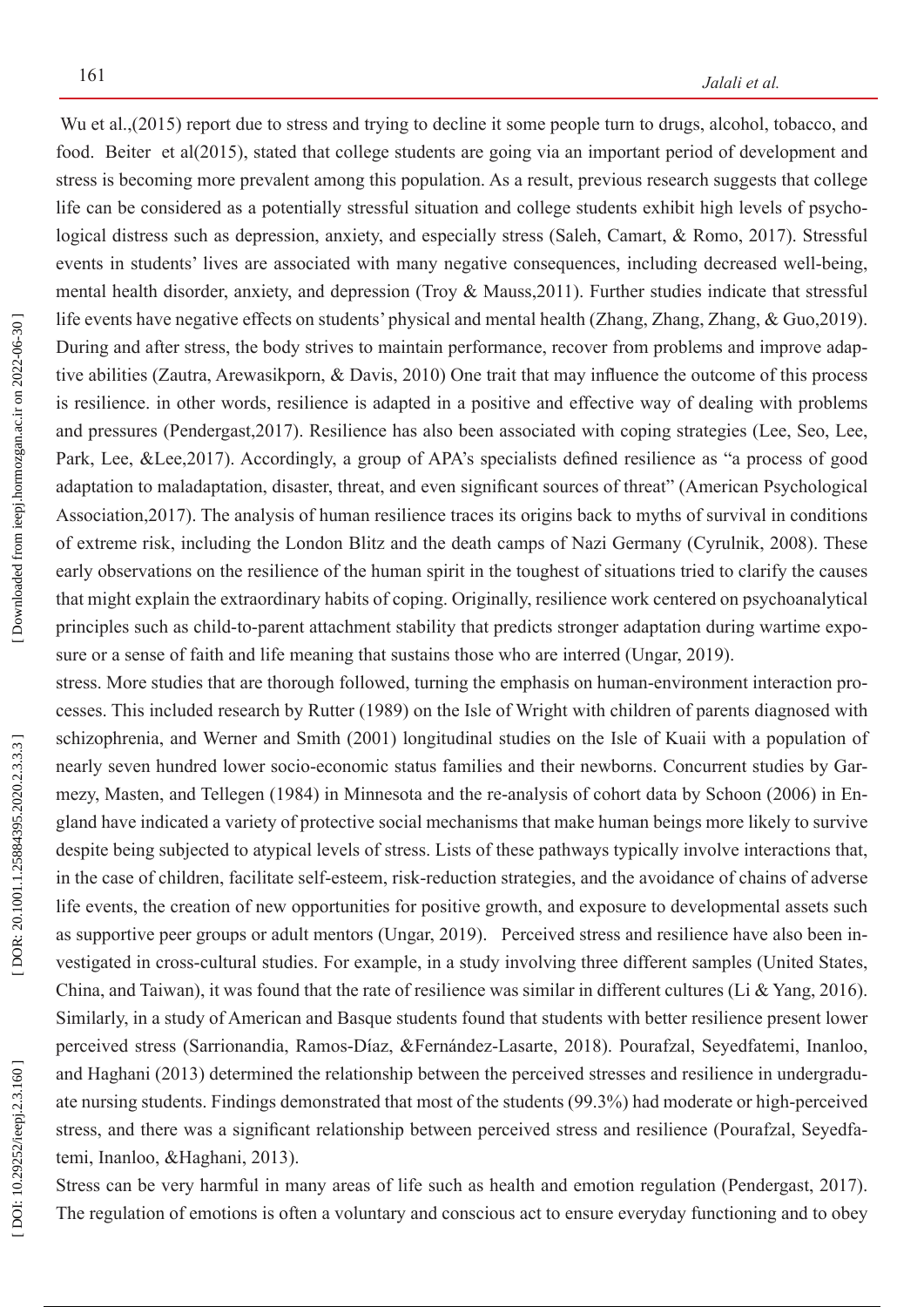Wu et al.,(2015) report due to stress and trying to decline it some people turn to drugs, alcohol, tobacco, and food. Beiter et al(2015), stated that college students are going via an important period of development and stress is becoming more prevalent among this population. As a result, previous research suggests that college life can be considered as a potentially stressful situation and college students exhibit high levels of psychological distress such as depression, anxiety, and especially stress (Saleh, Camart, & Romo, 2017). Stressful events in students' lives are associated with many negative consequences, including decreased well-being, mental health disorder, anxiety, and depression (Troy & Mauss,2011). Further studies indicate that stressful life events have negative effects on students' physical and mental health (Zhang, Zhang, Zhang, & Guo,2019). During and after stress, the body strives to maintain performance, recover from problems and improve adaptive abilities (Zautra, Arewasikporn, & Davis, 2010) One trait that may influence the outcome of this process is resilience. in other words, resilience is adapted in a positive and effective way of dealing with problems and pressures (Pendergast,2017). Resilience has also been associated with coping strategies (Lee, Seo, Lee, Park, Lee, &Lee,2017). Accordingly, a group of APA's specialists defined resilience as "a process of good adaptation to maladaptation, disaster, threat, and even significant sources of threat" (American Psychological Association,2017). The analysis of human resilience traces its origins back to myths of survival in conditions of extreme risk, including the London Blitz and the death camps of Nazi Germany (Cyrulnik, 2008). These early observations on the resilience of the human spirit in the toughest of situations tried to clarify the causes that might explain the extraordinary habits of coping. Originally, resilience work centered on psychoanalytical principles such as child-to-parent attachment stability that predicts stronger adaptation during wartime exposure or a sense of faith and life meaning that sustains those who are interred (Ungar, 2019).

stress. More studies that are thorough followed, turning the emphasis on human-environment interaction processes. This included research by Rutter (1989) on the Isle of Wright with children of parents diagnosed with schizophrenia, and Werner and Smith (2001) longitudinal studies on the Isle of Kuaii with a population of nearly seven hundred lower socio-economic status families and their newborns. Concurrent studies by Garmezy, Masten, and Tellegen (1984) in Minnesota and the re-analysis of cohort data by Schoon (2006) in England have indicated a variety of protective social mechanisms that make human beings more likely to survive despite being subjected to atypical levels of stress. Lists of these pathways typically involve interactions that, in the case of children, facilitate self-esteem, risk-reduction strategies, and the avoidance of chains of adverse life events, the creation of new opportunities for positive growth, and exposure to developmental assets such as supportive peer groups or adult mentors (Ungar, 2019). Perceived stress and resilience have also been investigated in cross-cultural studies. For example, in a study involving three different samples (United States, China, and Taiwan), it was found that the rate of resilience was similar in different cultures (Li & Yang, 2016). Similarly, in a study of American and Basque students found that students with better resilience present lower perceived stress (Sarrionandia, Ramos-Díaz, &Fernández-Lasarte, 2018). Pourafzal, Seyedfatemi, Inanloo, and Haghani (2013) determined the relationship between the perceived stresses and resilience in undergraduate nursing students. Findings demonstrated that most of the students (99.3%) had moderate or high-perceived stress, and there was a significant relationship between perceived stress and resilience (Pourafzal, Seyedfatemi, Inanloo, &Haghani, 2013).

Stress can be very harmful in many areas of life such as health and emotion regulation (Pendergast, 2017). The regulation of emotions is often a voluntary and conscious act to ensure everyday functioning and to obey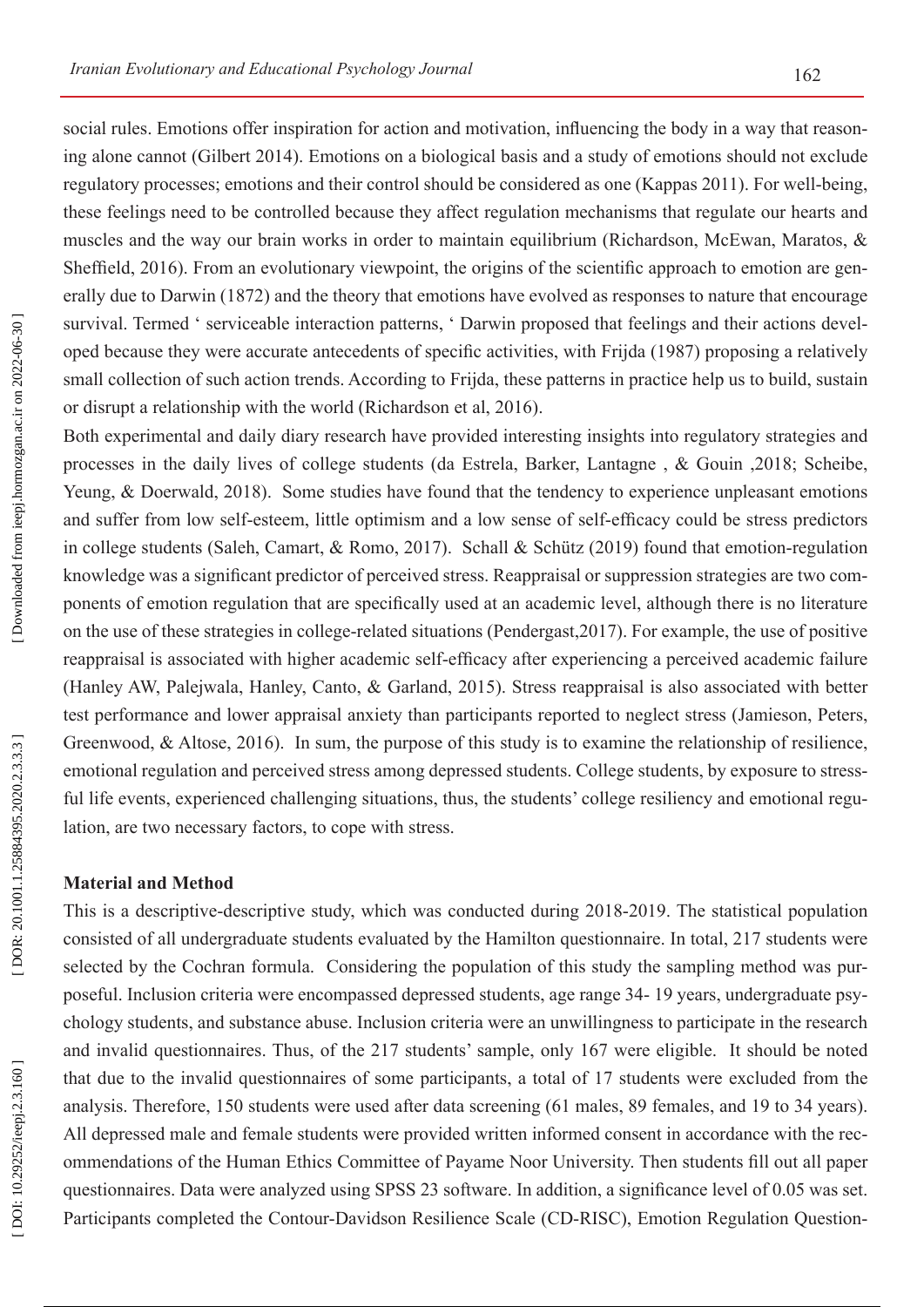social rules. Emotions offer inspiration for action and motivation, influencing the body in a way that reasoning alone cannot (Gilbert 2014). Emotions on a biological basis and a study of emotions should not exclude regulatory processes; emotions and their control should be considered as one (Kappas 2011). For well-being, these feelings need to be controlled because they affect regulation mechanisms that regulate our hearts and muscles and the way our brain works in order to maintain equilibrium (Richardson, McEwan, Maratos, & Sheffield, 2016). From an evolutionary viewpoint, the origins of the scientific approach to emotion are generally due to Darwin (1872) and the theory that emotions have evolved as responses to nature that encourage survival. Termed ' serviceable interaction patterns, ' Darwin proposed that feelings and their actions developed because they were accurate antecedents of specific activities, with Frijda (1987) proposing a relatively small collection of such action trends. According to Frijda, these patterns in practice help us to build, sustain or disrupt a relationship with the world (Richardson et al, 2016).

Both experimental and daily diary research have provided interesting insights into regulatory strategies and processes in the daily lives of college students (da Estrela, Barker, Lantagne , & Gouin ,2018; Scheibe, Yeung, & Doerwald, 2018). Some studies have found that the tendency to experience unpleasant emotions and suffer from low self-esteem, little optimism and a low sense of self-efficacy could be stress predictors in college students (Saleh, Camart, & Romo, 2017). Schall & Schütz (2019) found that emotion-regulation knowledge was a significant predictor of perceived stress. Reappraisal or suppression strategies are two components of emotion regulation that are specifically used at an academic level, although there is no literature on the use of these strategies in college-related situations (Pendergast,2017). For example, the use of positive reappraisal is associated with higher academic self-efficacy after experiencing a perceived academic failure (Hanley AW, Palejwala, Hanley, Canto, & Garland, 2015). Stress reappraisal is also associated with better test performance and lower appraisal anxiety than participants reported to neglect stress (Jamieson, Peters, Greenwood, & Altose, 2016). In sum, the purpose of this study is to examine the relationship of resilience, emotional regulation and perceived stress among depressed students. College students, by exposure to stressful life events, experienced challenging situations, thus, the students' college resiliency and emotional regulation, are two necessary factors, to cope with stress.

## Material and Method

This is a descriptive-descriptive study, which was conducted during 2018-2019. The statistical population consisted of all undergraduate students evaluated by the Hamilton questionnaire. In total, 217 students were selected by the Cochran formula. Considering the population of this study the sampling method was purposeful. Inclusion criteria were encompassed depressed students, age range 34- 19 years, undergraduate psychology students, and substance abuse. Inclusion criteria were an unwillingness to participate in the research and invalid questionnaires. Thus, of the 217 students' sample, only 167 were eligible. It should be noted that due to the invalid questionnaires of some participants, a total of 17 students were excluded from the analysis. Therefore, 150 students were used after data screening (61 males, 89 females, and 19 to 34 years). All depressed male and female students were provided written informed consent in accordance with the recommendations of the Human Ethics Committee of Payame Noor University. Then students fill out all paper questionnaires. Data were analyzed using SPSS 23 software. In addition, a significance level of 0.05 was set. Participants completed the Contour-Davidson Resilience Scale (CD-RISC), Emotion Regulation Question-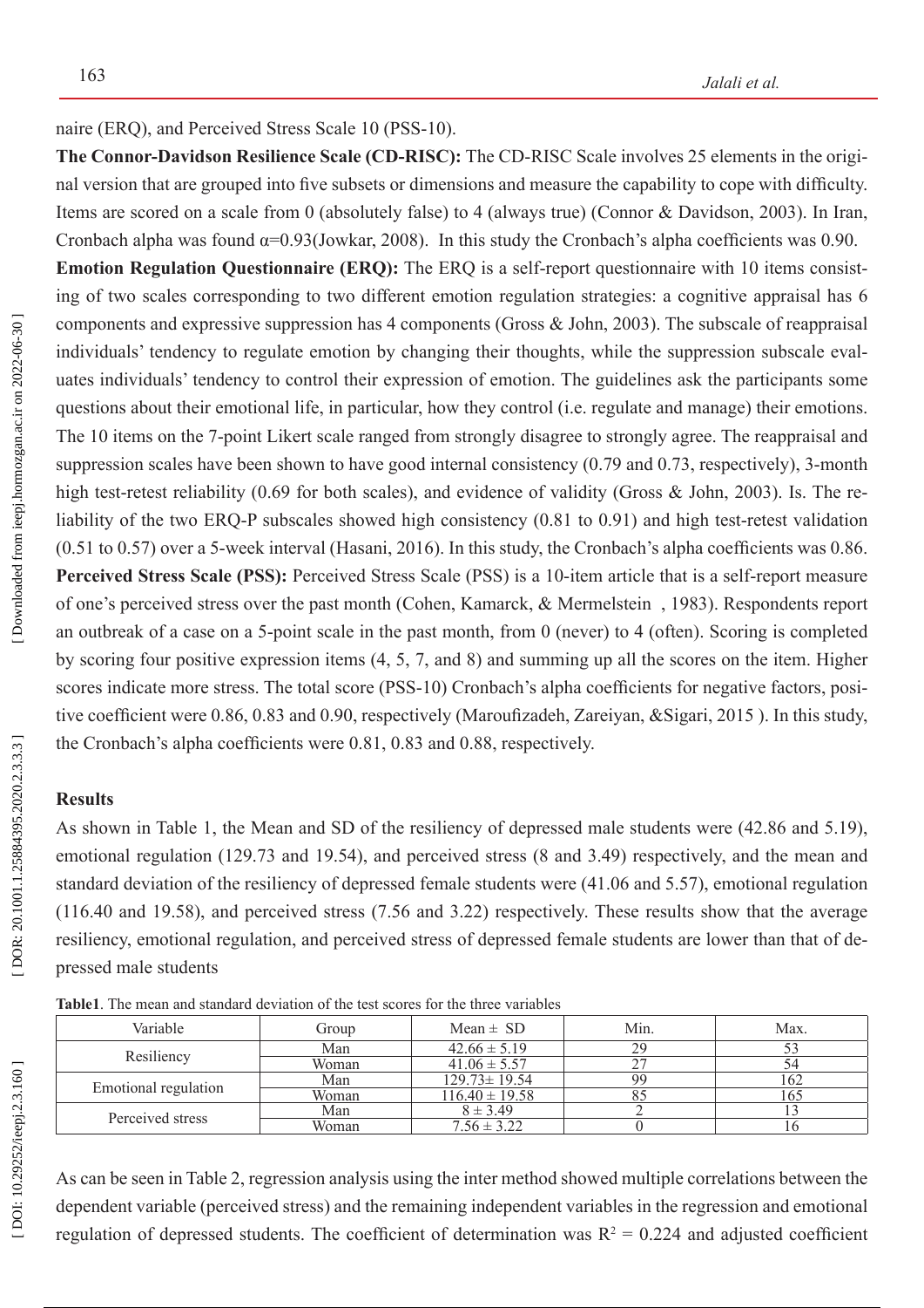naire (ERQ), and Perceived Stress Scale 10 (PSS-10).

**The Connor-Davidson Resilience Scale (CD-RISC):** The CD-RISC Scale involves 25 elements in the original version that are grouped into five subsets or dimensions and measure the capability to cope with difficulty. Items are scored on a scale from 0 (absolutely false) to 4 (always true) (Connor & Davidson, 2003). In Iran, Cronbach alpha was found α=0.93(Jowkar, 2008). In this study the Cronbach's alpha coefficients was 0.90.

**Emotion Regulation Questionnaire (ERQ):** The ERQ is a self-report questionnaire with 10 items consisting of two scales corresponding to two different emotion regulation strategies: a cognitive appraisal has 6 components and expressive suppression has 4 components (Gross & John, 2003). The subscale of reappraisal individuals' tendency to regulate emotion by changing their thoughts, while the suppression subscale evaluates individuals' tendency to control their expression of emotion. The guidelines ask the participants some questions about their emotional life, in particular, how they control (i.e. regulate and manage) their emotions. The 10 items on the 7-point Likert scale ranged from strongly disagree to strongly agree. The reappraisal and suppression scales have been shown to have good internal consistency (0.79 and 0.73, respectively), 3-month high test-retest reliability (0.69 for both scales), and evidence of validity (Gross & John, 2003). Is. The reliability of the two ERQ-P subscales showed high consistency (0.81 to 0.91) and high test-retest validation (0.51 to 0.57) over a 5-week interval (Hasani, 2016). In this study, the Cronbach's alpha coefficients was 0.86.

**Perceived Stress Scale (PSS):** Perceived Stress Scale (PSS) is a 10-item article that is a self-report measure of one's perceived stress over the past month (Cohen, Kamarck, & Mermelstein , 1983). Respondents report an outbreak of a case on a 5-point scale in the past month, from 0 (never) to 4 (often). Scoring is completed by scoring four positive expression items (4, 5, 7, and 8) and summing up all the scores on the item. Higher scores indicate more stress. The total score (PSS-10) Cronbach's alpha coefficients for negative factors, positive coefficient were 0.86, 0.83 and 0.90, respectively (Maroufizadeh, Zareiyan, &Sigari, 2015 ). In this study, the Cronbach's alpha coefficients were 0.81, 0.83 and 0.88, respectively.

## Results

As shown in Table 1, the Mean and SD of the resiliency of depressed male students were (42.86 and 5.19), emotional regulation (129.73 and 19.54), and perceived stress (8 and 3.49) respectively, and the mean and standard deviation of the resiliency of depressed female students were (41.06 and 5.57), emotional regulation (116.40 and 19.58), and perceived stress (7.56 and 3.22) respectively. These results show that the average resiliency, emotional regulation, and perceived stress of depressed female students are lower than that of depressed male students

**Table1**. The mean and standard deviation of the test scores for the three variables

| Variable | Group | Mean ± SD | Min. | Max. |
|---|---|---|---|---|
| Resiliency | Man | 42.66 ± 5.19 | 29 | 53 |
| | Woman | 41.06 ± 5.57 | 27 | 54 |
| Emotional regulation | Man | 129.73± 19.54 | 99 | 162 |
| | Woman | 116.40 ± 19.58 | 85 | 165 |
| Perceived stress | Man | 8 ± 3.49 | 2 | 13 |
| | Woman | 7.56 ± 3.22 | 0 | 16 |

As can be seen in Table 2, regression analysis using the inter method showed multiple correlations between the dependent variable (perceived stress) and the remaining independent variables in the regression and emotional regulation of depressed students. The coefficient of determination was $R^2$ = 0.224 and adjusted coefficient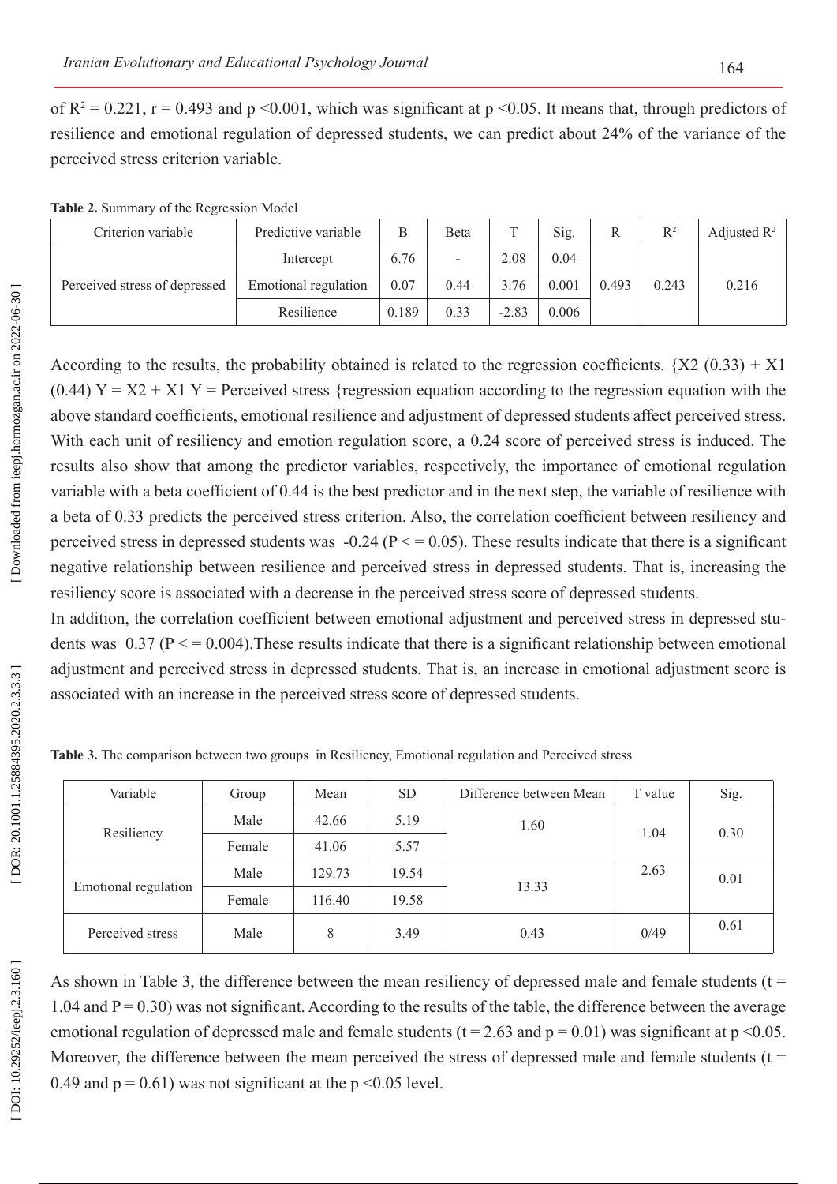of $R^2 = 0.221$, $r = 0.493$ and $p < 0.001$, which was significant at $p < 0.05$. It means that, through predictors of resilience and emotional regulation of depressed students, we can predict about 24% of the variance of the perceived stress criterion variable.

**Table 2.** Summary of the Regression Model

| Criterion variable | Predictive variable | B | Beta | T | Sig. | R | $R^2$ | Adjusted $R^2$ |
|---|---|---|---|---|---|---|---|---|
| Perceived stress of depressed | Intercept | 6.76 | - | 2.08 | 0.04 | 0.493 | 0.243 | 0.216 |
| | Emotional regulation | 0.07 | 0.44 | 3.76 | 0.001 | | | |
| | Resilience | 0.189 | 0.33 | -2.83 | 0.006 | | | |

According to the results, the probability obtained is related to the regression coefficients. {X2 (0.33) + X1 (0.44) Y = X2 + X1 Y = Perceived stress {regression equation according to the regression equation with the above standard coefficients, emotional resilience and adjustment of depressed students affect perceived stress. With each unit of resiliency and emotion regulation score, a 0.24 score of perceived stress is induced. The results also show that among the predictor variables, respectively, the importance of emotional regulation variable with a beta coefficient of 0.44 is the best predictor and in the next step, the variable of resilience with a beta of 0.33 predicts the perceived stress criterion. Also, the correlation coefficient between resiliency and perceived stress in depressed students was -0.24 ($P <= 0.05$). These results indicate that there is a significant negative relationship between resilience and perceived stress in depressed students. That is, increasing the resiliency score is associated with a decrease in the perceived stress score of depressed students.

In addition, the correlation coefficient between emotional adjustment and perceived stress in depressed students was 0.37 ($P <= 0.004$).These results indicate that there is a significant relationship between emotional adjustment and perceived stress in depressed students. That is, an increase in emotional adjustment score is associated with an increase in the perceived stress score of depressed students.

**Table 3.** The comparison between two groups in Resiliency, Emotional regulation and Perceived stress

| Variable | Group | Mean | SD | Difference between Mean | T value | Sig. |
|---|---|---|---|---|---|---|
| Resiliency | Male | 42.66 | 5.19 | 1.60 | 1.04 | 0.30 |
| | Female | 41.06 | 5.57 | | | |
| Emotional regulation | Male | 129.73 | 19.54 | 13.33 | 2.63 | 0.01 |
| | Female | 116.40 | 19.58 | | | |
| Perceived stress | Male | 8 | 3.49 | 0.43 | 0/49 | 0.61 |

As shown in Table 3, the difference between the mean resiliency of depressed male and female students ($t = 1.04$ and $P = 0.30$) was not significant. According to the results of the table, the difference between the average emotional regulation of depressed male and female students ($t = 2.63$ and $p = 0.01$) was significant at $p < 0.05$. Moreover, the difference between the mean perceived the stress of depressed male and female students ($t = 0.49$ and $p = 0.61$) was not significant at the $p < 0.05$ level.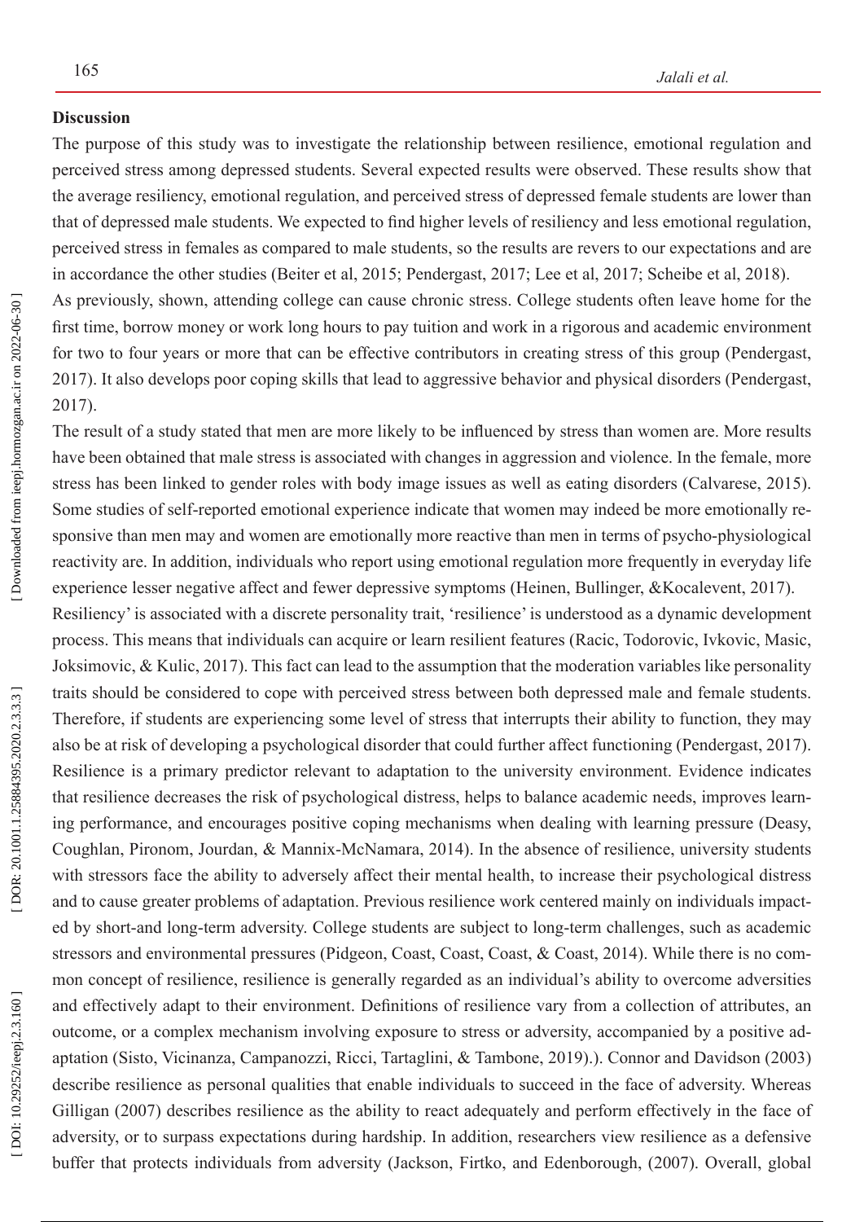**Discussion**

The purpose of this study was to investigate the relationship between resilience, emotional regulation and perceived stress among depressed students. Several expected results were observed. These results show that the average resiliency, emotional regulation, and perceived stress of depressed female students are lower than that of depressed male students. We expected to find higher levels of resiliency and less emotional regulation, perceived stress in females as compared to male students, so the results are revers to our expectations and are in accordance the other studies (Beiter et al, 2015; Pendergast, 2017; Lee et al, 2017; Scheibe et al, 2018).

As previously, shown, attending college can cause chronic stress. College students often leave home for the first time, borrow money or work long hours to pay tuition and work in a rigorous and academic environment for two to four years or more that can be effective contributors in creating stress of this group (Pendergast, 2017). It also develops poor coping skills that lead to aggressive behavior and physical disorders (Pendergast, 2017).

The result of a study stated that men are more likely to be influenced by stress than women are. More results have been obtained that male stress is associated with changes in aggression and violence. In the female, more stress has been linked to gender roles with body image issues as well as eating disorders (Calvarese, 2015). Some studies of self-reported emotional experience indicate that women may indeed be more emotionally responsive than men may and women are emotionally more reactive than men in terms of psycho-physiological reactivity are. In addition, individuals who report using emotional regulation more frequently in everyday life experience lesser negative affect and fewer depressive symptoms (Heinen, Bullinger, &Kocalevent, 2017).

Resiliency' is associated with a discrete personality trait, 'resilience' is understood as a dynamic development process. This means that individuals can acquire or learn resilient features (Racic, Todorovic, Ivkovic, Masic, Joksimovic, & Kulic, 2017). This fact can lead to the assumption that the moderation variables like personality traits should be considered to cope with perceived stress between both depressed male and female students. Therefore, if students are experiencing some level of stress that interrupts their ability to function, they may also be at risk of developing a psychological disorder that could further affect functioning (Pendergast, 2017). Resilience is a primary predictor relevant to adaptation to the university environment. Evidence indicates that resilience decreases the risk of psychological distress, helps to balance academic needs, improves learning performance, and encourages positive coping mechanisms when dealing with learning pressure (Deasy, Coughlan, Pironom, Jourdan, & Mannix-McNamara, 2014). In the absence of resilience, university students with stressors face the ability to adversely affect their mental health, to increase their psychological distress and to cause greater problems of adaptation. Previous resilience work centered mainly on individuals impacted by short-and long-term adversity. College students are subject to long-term challenges, such as academic stressors and environmental pressures (Pidgeon, Coast, Coast, Coast, & Coast, 2014). While there is no common concept of resilience, resilience is generally regarded as an individual's ability to overcome adversities and effectively adapt to their environment. Definitions of resilience vary from a collection of attributes, an outcome, or a complex mechanism involving exposure to stress or adversity, accompanied by a positive adaptation (Sisto, Vicinanza, Campanozzi, Ricci, Tartaglini, & Tambone, 2019).). Connor and Davidson (2003) describe resilience as personal qualities that enable individuals to succeed in the face of adversity. Whereas Gilligan (2007) describes resilience as the ability to react adequately and perform effectively in the face of adversity, or to surpass expectations during hardship. In addition, researchers view resilience as a defensive buffer that protects individuals from adversity (Jackson, Firtko, and Edenborough, (2007). Overall, global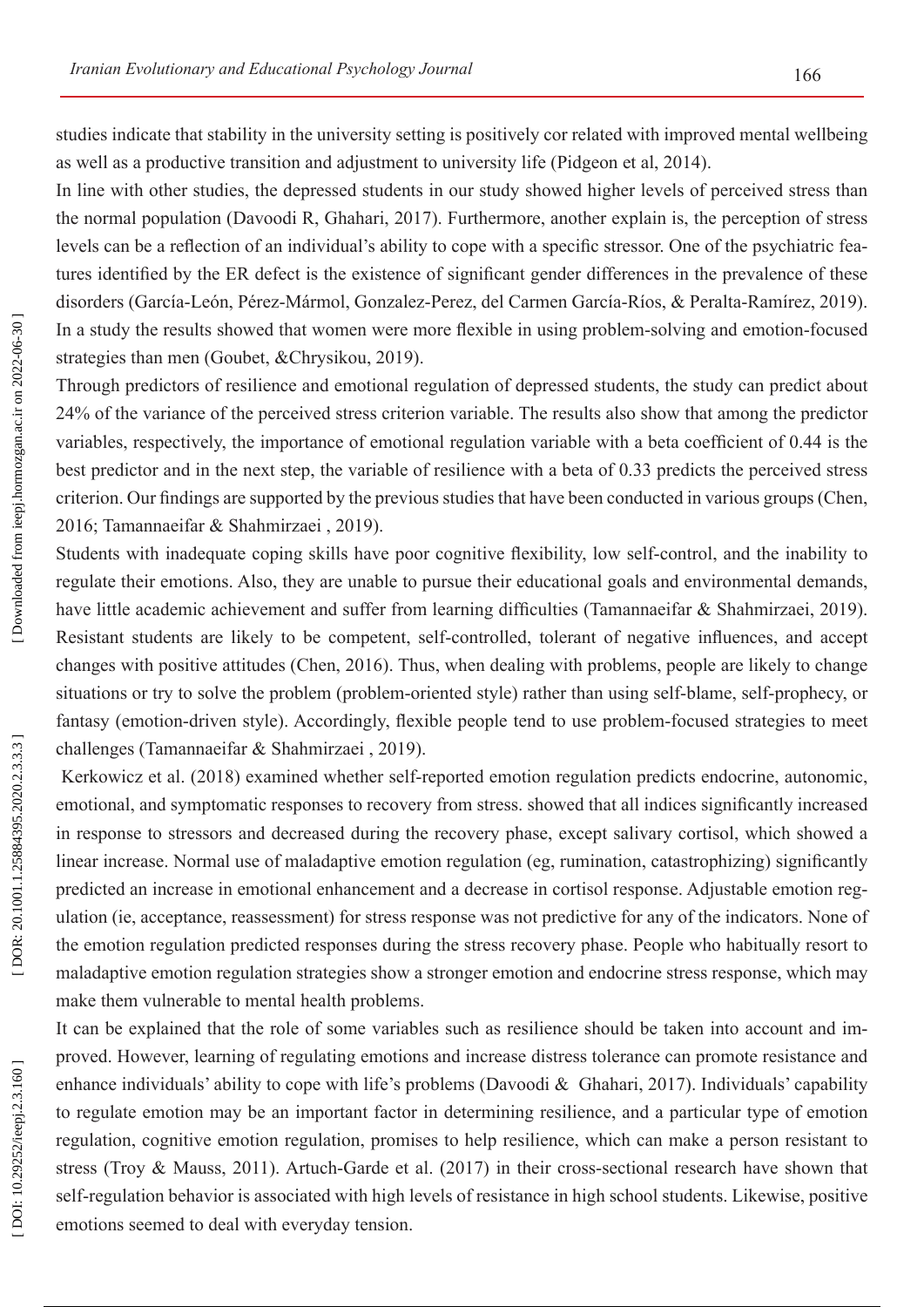studies indicate that stability in the university setting is positively cor related with improved mental wellbeing as well as a productive transition and adjustment to university life (Pidgeon et al, 2014).

In line with other studies, the depressed students in our study showed higher levels of perceived stress than the normal population (Davoodi R, Ghahari, 2017). Furthermore, another explain is, the perception of stress levels can be a reflection of an individual's ability to cope with a specific stressor. One of the psychiatric features identified by the ER defect is the existence of significant gender differences in the prevalence of these disorders (García-León, Pérez-Mármol, Gonzalez-Perez, del Carmen García-Ríos, & Peralta-Ramírez, 2019). In a study the results showed that women were more flexible in using problem-solving and emotion-focused strategies than men (Goubet, &Chrysikou, 2019).

Through predictors of resilience and emotional regulation of depressed students, the study can predict about 24% of the variance of the perceived stress criterion variable. The results also show that among the predictor variables, respectively, the importance of emotional regulation variable with a beta coefficient of 0.44 is the best predictor and in the next step, the variable of resilience with a beta of 0.33 predicts the perceived stress criterion. Our findings are supported by the previous studies that have been conducted in various groups (Chen, 2016; Tamannaeifar & Shahmirzaei , 2019).

Students with inadequate coping skills have poor cognitive flexibility, low self-control, and the inability to regulate their emotions. Also, they are unable to pursue their educational goals and environmental demands, have little academic achievement and suffer from learning difficulties (Tamannaeifar & Shahmirzaei, 2019). Resistant students are likely to be competent, self-controlled, tolerant of negative influences, and accept changes with positive attitudes (Chen, 2016). Thus, when dealing with problems, people are likely to change situations or try to solve the problem (problem-oriented style) rather than using self-blame, self-prophecy, or fantasy (emotion-driven style). Accordingly, flexible people tend to use problem-focused strategies to meet challenges (Tamannaeifar & Shahmirzaei , 2019).

Kerkowicz et al. (2018) examined whether self-reported emotion regulation predicts endocrine, autonomic, emotional, and symptomatic responses to recovery from stress. showed that all indices significantly increased in response to stressors and decreased during the recovery phase, except salivary cortisol, which showed a linear increase. Normal use of maladaptive emotion regulation (eg, rumination, catastrophizing) significantly predicted an increase in emotional enhancement and a decrease in cortisol response. Adjustable emotion regulation (ie, acceptance, reassessment) for stress response was not predictive for any of the indicators. None of the emotion regulation predicted responses during the stress recovery phase. People who habitually resort to maladaptive emotion regulation strategies show a stronger emotion and endocrine stress response, which may make them vulnerable to mental health problems.

It can be explained that the role of some variables such as resilience should be taken into account and improved. However, learning of regulating emotions and increase distress tolerance can promote resistance and enhance individuals' ability to cope with life's problems (Davoodi & Ghahari, 2017). Individuals' capability to regulate emotion may be an important factor in determining resilience, and a particular type of emotion regulation, cognitive emotion regulation, promises to help resilience, which can make a person resistant to stress (Troy & Mauss, 2011). Artuch-Garde et al. (2017) in their cross-sectional research have shown that self-regulation behavior is associated with high levels of resistance in high school students. Likewise, positive emotions seemed to deal with everyday tension.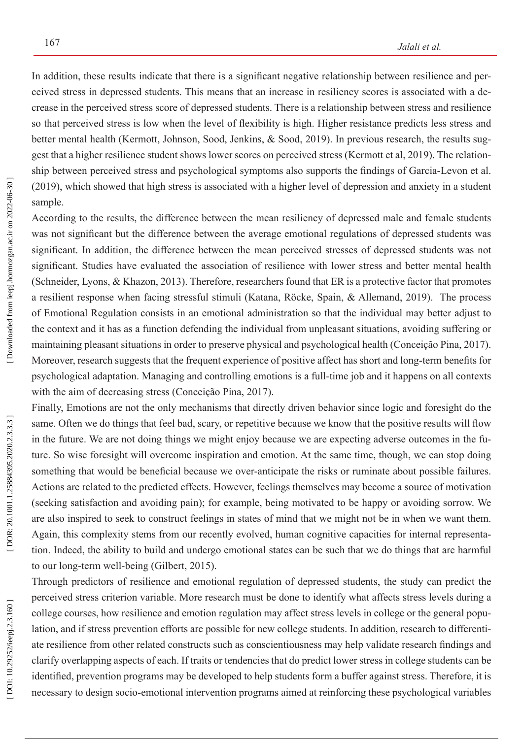In addition, these results indicate that there is a significant negative relationship between resilience and perceived stress in depressed students. This means that an increase in resiliency scores is associated with a decrease in the perceived stress score of depressed students. There is a relationship between stress and resilience so that perceived stress is low when the level of flexibility is high. Higher resistance predicts less stress and better mental health (Kermott, Johnson, Sood, Jenkins, & Sood, 2019). In previous research, the results suggest that a higher resilience student shows lower scores on perceived stress (Kermott et al, 2019). The relationship between perceived stress and psychological symptoms also supports the findings of Garcia-Levon et al. (2019), which showed that high stress is associated with a higher level of depression and anxiety in a student sample.

According to the results, the difference between the mean resiliency of depressed male and female students was not significant but the difference between the average emotional regulations of depressed students was significant. In addition, the difference between the mean perceived stresses of depressed students was not significant. Studies have evaluated the association of resilience with lower stress and better mental health (Schneider, Lyons, & Khazon, 2013). Therefore, researchers found that ER is a protective factor that promotes a resilient response when facing stressful stimuli (Katana, Röcke, Spain, & Allemand, 2019). The process of Emotional Regulation consists in an emotional administration so that the individual may better adjust to the context and it has as a function defending the individual from unpleasant situations, avoiding suffering or maintaining pleasant situations in order to preserve physical and psychological health (Conceição Pina, 2017). Moreover, research suggests that the frequent experience of positive affect has short and long-term benefits for psychological adaptation. Managing and controlling emotions is a full-time job and it happens on all contexts with the aim of decreasing stress (Conceição Pina, 2017).

Finally, Emotions are not the only mechanisms that directly driven behavior since logic and foresight do the same. Often we do things that feel bad, scary, or repetitive because we know that the positive results will flow in the future. We are not doing things we might enjoy because we are expecting adverse outcomes in the future. So wise foresight will overcome inspiration and emotion. At the same time, though, we can stop doing something that would be beneficial because we over-anticipate the risks or ruminate about possible failures. Actions are related to the predicted effects. However, feelings themselves may become a source of motivation (seeking satisfaction and avoiding pain); for example, being motivated to be happy or avoiding sorrow. We are also inspired to seek to construct feelings in states of mind that we might not be in when we want them. Again, this complexity stems from our recently evolved, human cognitive capacities for internal representation. Indeed, the ability to build and undergo emotional states can be such that we do things that are harmful to our long-term well-being (Gilbert, 2015).

Through predictors of resilience and emotional regulation of depressed students, the study can predict the perceived stress criterion variable. More research must be done to identify what affects stress levels during a college courses, how resilience and emotion regulation may affect stress levels in college or the general population, and if stress prevention efforts are possible for new college students. In addition, research to differentiate resilience from other related constructs such as conscientiousness may help validate research findings and clarify overlapping aspects of each. If traits or tendencies that do predict lower stress in college students can be identified, prevention programs may be developed to help students form a buffer against stress. Therefore, it is necessary to design socio-emotional intervention programs aimed at reinforcing these psychological variables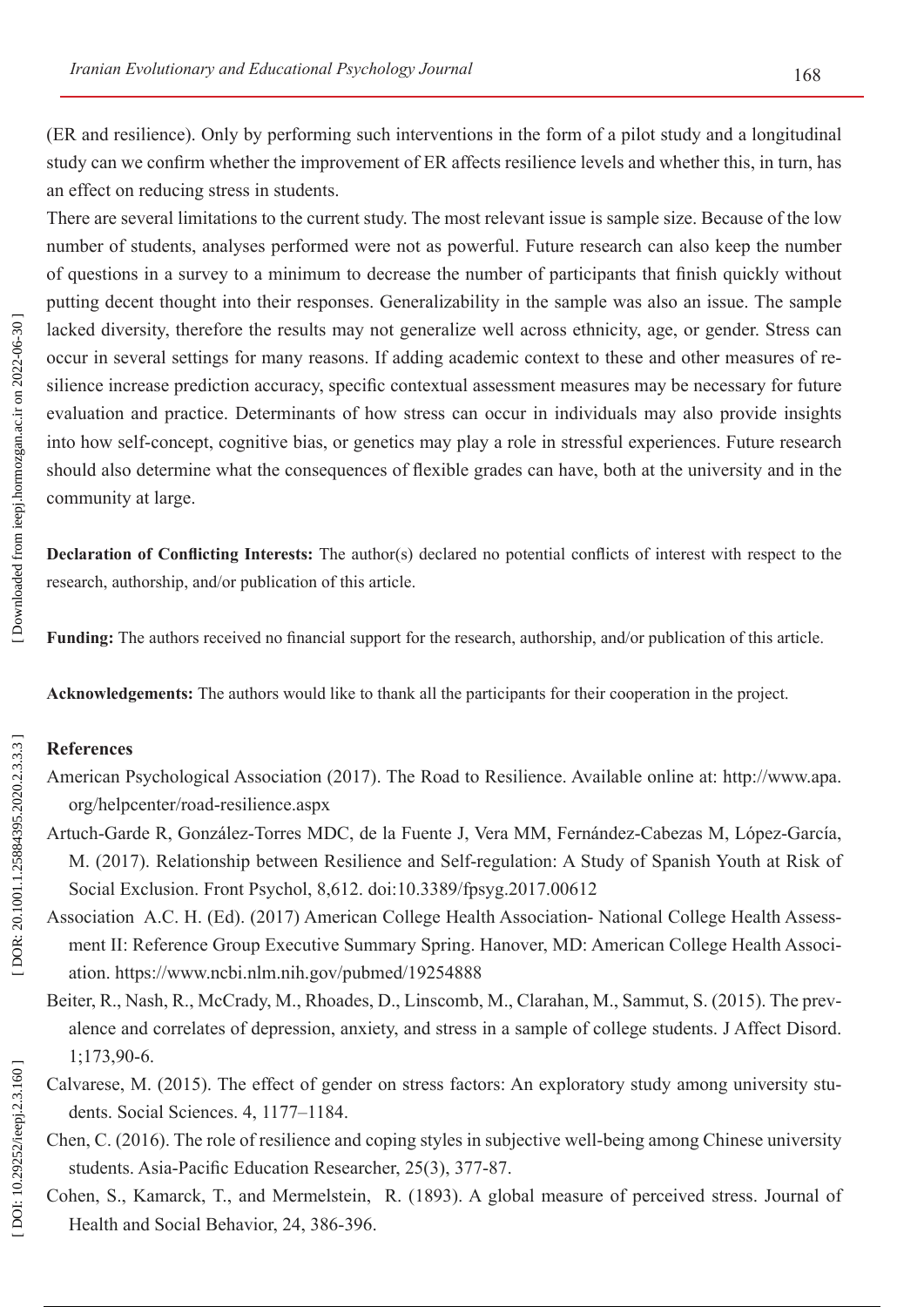(ER and resilience). Only by performing such interventions in the form of a pilot study and a longitudinal study can we confirm whether the improvement of ER affects resilience levels and whether this, in turn, has an effect on reducing stress in students.

There are several limitations to the current study. The most relevant issue is sample size. Because of the low number of students, analyses performed were not as powerful. Future research can also keep the number of questions in a survey to a minimum to decrease the number of participants that finish quickly without putting decent thought into their responses. Generalizability in the sample was also an issue. The sample lacked diversity, therefore the results may not generalize well across ethnicity, age, or gender. Stress can occur in several settings for many reasons. If adding academic context to these and other measures of resilience increase prediction accuracy, specific contextual assessment measures may be necessary for future evaluation and practice. Determinants of how stress can occur in individuals may also provide insights into how self-concept, cognitive bias, or genetics may play a role in stressful experiences. Future research should also determine what the consequences of flexible grades can have, both at the university and in the community at large.

**Declaration of Conflicting Interests:** The author(s) declared no potential conflicts of interest with respect to the research, authorship, and/or publication of this article.

**Funding:** The authors received no financial support for the research, authorship, and/or publication of this article.

**Acknowledgements:** The authors would like to thank all the participants for their cooperation in the project.

**References**

American Psychological Association (2017). The Road to Resilience. Available online at: http://www.apa.org/helpcenter/road-resilience.aspx

Artuch-Garde R, González-Torres MDC, de la Fuente J, Vera MM, Fernández-Cabezas M, López-García, M. (2017). Relationship between Resilience and Self-regulation: A Study of Spanish Youth at Risk of Social Exclusion. Front Psychol, 8,612. doi:10.3389/fpsyg.2017.00612

Association A.C. H. (Ed). (2017) American College Health Association- National College Health Assessment II: Reference Group Executive Summary Spring. Hanover, MD: American College Health Association. https://www.ncbi.nlm.nih.gov/pubmed/19254888

Beiter, R., Nash, R., McCrady, M., Rhoades, D., Linscomb, M., Clarahan, M., Sammut, S. (2015). The prevalence and correlates of depression, anxiety, and stress in a sample of college students. J Affect Disord. 1;173,90-6.

Calvarese, M. (2015). The effect of gender on stress factors: An exploratory study among university students. Social Sciences. 4, 1177–1184.

Chen, C. (2016). The role of resilience and coping styles in subjective well-being among Chinese university students. Asia-Pacific Education Researcher, 25(3), 377-87.

Cohen, S., Kamarck, T., and Mermelstein, R. (1893). A global measure of perceived stress. Journal of Health and Social Behavior, 24, 386-396.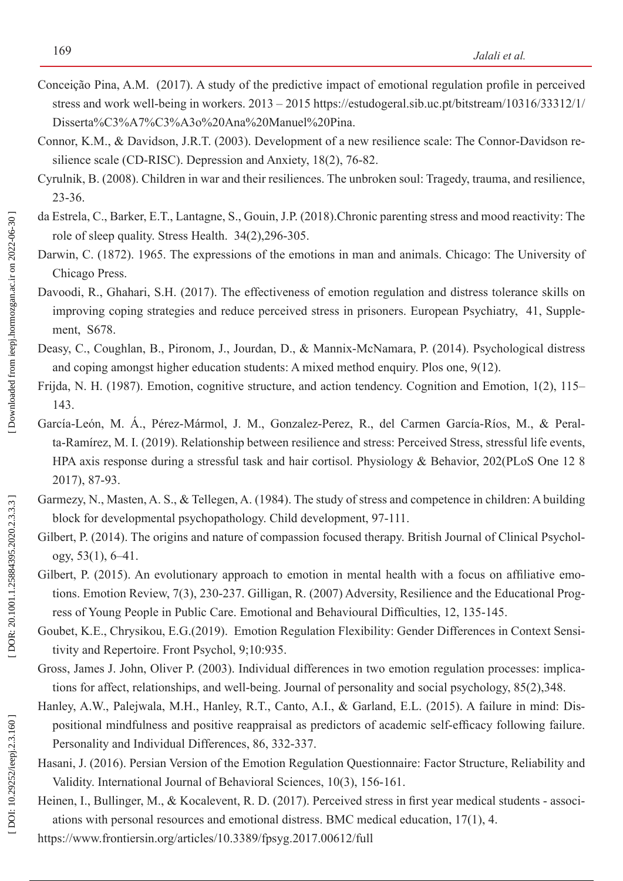Conceição Pina, A.M. (2017). A study of the predictive impact of emotional regulation profile in perceived stress and work well-being in workers. 2013 – 2015 https://estudogeral.sib.uc.pt/bitstream/10316/33312/1/Disserta%C3%A7%C3%A3o%20Ana%20Manuel%20Pina.

Connor, K.M., & Davidson, J.R.T. (2003). Development of a new resilience scale: The Connor-Davidson resilience scale (CD-RISC). Depression and Anxiety, 18(2), 76-82.

Cyrulnik, B. (2008). Children in war and their resiliences. The unbroken soul: Tragedy, trauma, and resilience, 23-36.

da Estrela, C., Barker, E.T., Lantagne, S., Gouin, J.P. (2018).Chronic parenting stress and mood reactivity: The role of sleep quality. Stress Health. 34(2),296-305.

Darwin, C. (1872). 1965. The expressions of the emotions in man and animals. Chicago: The University of Chicago Press.

Davoodi, R., Ghahari, S.H. (2017). The effectiveness of emotion regulation and distress tolerance skills on improving coping strategies and reduce perceived stress in prisoners. European Psychiatry, 41, Supplement, S678.

Deasy, C., Coughlan, B., Pironom, J., Jourdan, D., & Mannix-McNamara, P. (2014). Psychological distress and coping amongst higher education students: A mixed method enquiry. Plos one, 9(12).

Frijda, N. H. (1987). Emotion, cognitive structure, and action tendency. Cognition and Emotion, 1(2), 115–143.

García-León, M. Á., Pérez-Mármol, J. M., Gonzalez-Perez, R., del Carmen García-Ríos, M., & Peralta-Ramírez, M. I. (2019). Relationship between resilience and stress: Perceived Stress, stressful life events, HPA axis response during a stressful task and hair cortisol. Physiology & Behavior, 202(PLoS One 12 8 2017), 87-93.

Garmezy, N., Masten, A. S., & Tellegen, A. (1984). The study of stress and competence in children: A building block for developmental psychopathology. Child development, 97-111.

Gilbert, P. (2014). The origins and nature of compassion focused therapy. British Journal of Clinical Psychology, 53(1), 6–41.

Gilbert, P. (2015). An evolutionary approach to emotion in mental health with a focus on affiliative emotions. Emotion Review, 7(3), 230-237. Gilligan, R. (2007) Adversity, Resilience and the Educational Progress of Young People in Public Care. Emotional and Behavioural Difficulties, 12, 135-145.

Goubet, K.E., Chrysikou, E.G.(2019). Emotion Regulation Flexibility: Gender Differences in Context Sensitivity and Repertoire. Front Psychol, 9;10:935.

Gross, James J. John, Oliver P. (2003). Individual differences in two emotion regulation processes: implications for affect, relationships, and well-being. Journal of personality and social psychology, 85(2),348.

Hanley, A.W., Palejwala, M.H., Hanley, R.T., Canto, A.I., & Garland, E.L. (2015). A failure in mind: Dispositional mindfulness and positive reappraisal as predictors of academic self-efficacy following failure. Personality and Individual Differences, 86, 332-337.

Hasani, J. (2016). Persian Version of the Emotion Regulation Questionnaire: Factor Structure, Reliability and Validity. International Journal of Behavioral Sciences, 10(3), 156-161.

Heinen, I., Bullinger, M., & Kocalevent, R. D. (2017). Perceived stress in first year medical students - associations with personal resources and emotional distress. BMC medical education, 17(1), 4.

https://www.frontiersin.org/articles/10.3389/fpsyg.2017.00612/full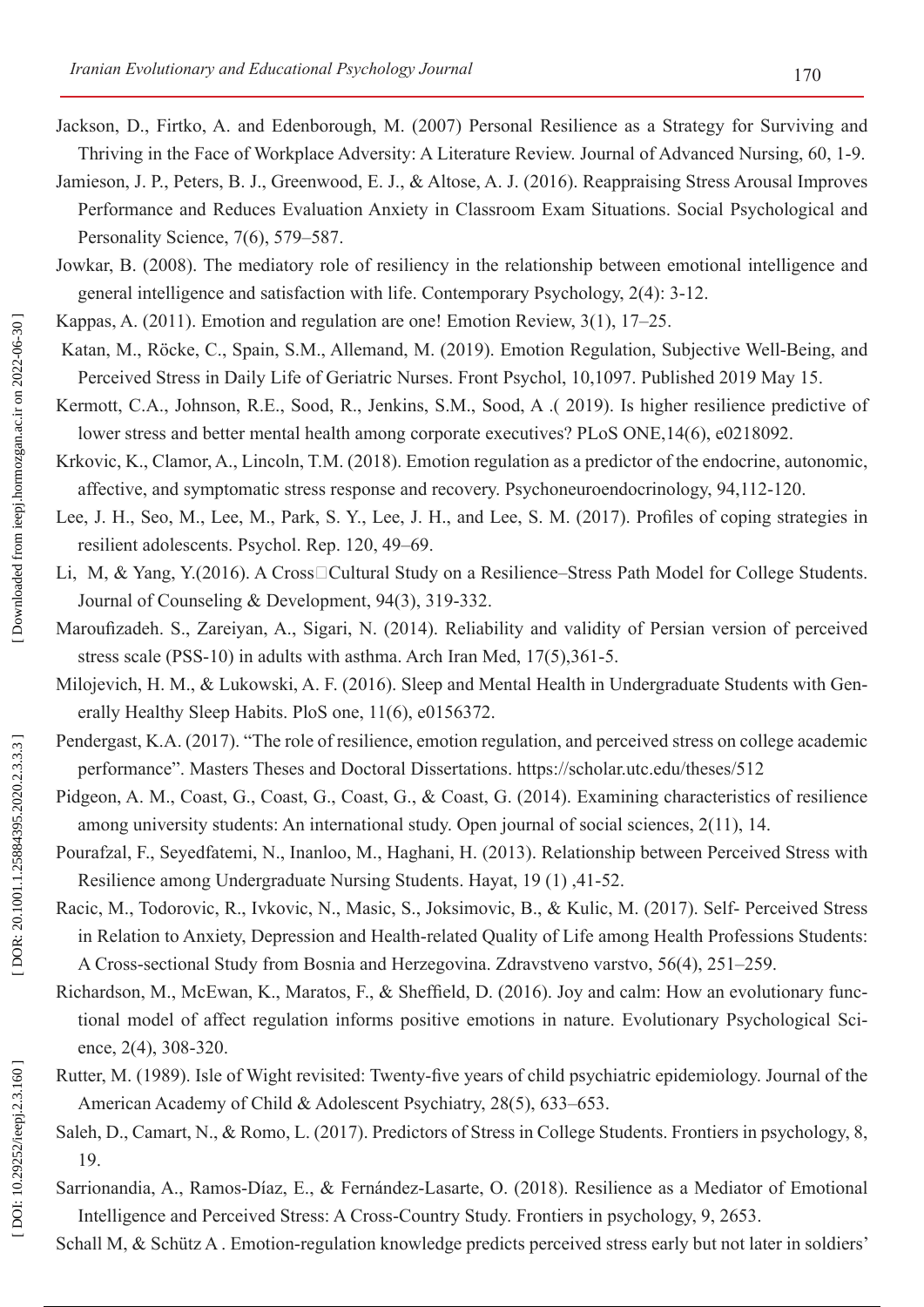Jackson, D., Firtko, A. and Edenborough, M. (2007) Personal Resilience as a Strategy for Surviving and Thriving in the Face of Workplace Adversity: A Literature Review. Journal of Advanced Nursing, 60, 1-9.

Jamieson, J. P., Peters, B. J., Greenwood, E. J., & Altose, A. J. (2016). Reappraising Stress Arousal Improves Performance and Reduces Evaluation Anxiety in Classroom Exam Situations. Social Psychological and Personality Science, 7(6), 579–587.

Jowkar, B. (2008). The mediatory role of resiliency in the relationship between emotional intelligence and general intelligence and satisfaction with life. Contemporary Psychology, 2(4): 3-12.

Kappas, A. (2011). Emotion and regulation are one! Emotion Review, 3(1), 17–25.

Katan, M., Röcke, C., Spain, S.M., Allemand, M. (2019). Emotion Regulation, Subjective Well-Being, and Perceived Stress in Daily Life of Geriatric Nurses. Front Psychol, 10,1097. Published 2019 May 15.

Kermott, C.A., Johnson, R.E., Sood, R., Jenkins, S.M., Sood, A .( 2019). Is higher resilience predictive of lower stress and better mental health among corporate executives? PLoS ONE,14(6), e0218092.

Krkovic, K., Clamor, A., Lincoln, T.M. (2018). Emotion regulation as a predictor of the endocrine, autonomic, affective, and symptomatic stress response and recovery. Psychoneuroendocrinology, 94,112-120.

Lee, J. H., Seo, M., Lee, M., Park, S. Y., Lee, J. H., and Lee, S. M. (2017). Profiles of coping strategies in resilient adolescents. Psychol. Rep. 120, 49–69.

Li, M, & Yang, Y.(2016). A Cross□Cultural Study on a Resilience–Stress Path Model for College Students. Journal of Counseling & Development, 94(3), 319-332.

Maroufizadeh. S., Zareiyan, A., Sigari, N. (2014). Reliability and validity of Persian version of perceived stress scale (PSS-10) in adults with asthma. Arch Iran Med, 17(5),361-5.

Milojevich, H. M., & Lukowski, A. F. (2016). Sleep and Mental Health in Undergraduate Students with Generally Healthy Sleep Habits. PloS one, 11(6), e0156372.

Pendergast, K.A. (2017). "The role of resilience, emotion regulation, and perceived stress on college academic performance". Masters Theses and Doctoral Dissertations. https://scholar.utc.edu/theses/512

Pidgeon, A. M., Coast, G., Coast, G., Coast, G., & Coast, G. (2014). Examining characteristics of resilience among university students: An international study. Open journal of social sciences, 2(11), 14.

Pourafzal, F., Seyedfatemi, N., Inanloo, M., Haghani, H. (2013). Relationship between Perceived Stress with Resilience among Undergraduate Nursing Students. Hayat, 19 (1) ,41-52.

Racic, M., Todorovic, R., Ivkovic, N., Masic, S., Joksimovic, B., & Kulic, M. (2017). Self- Perceived Stress in Relation to Anxiety, Depression and Health-related Quality of Life among Health Professions Students: A Cross-sectional Study from Bosnia and Herzegovina. Zdravstveno varstvo, 56(4), 251–259.

Richardson, M., McEwan, K., Maratos, F., & Sheffield, D. (2016). Joy and calm: How an evolutionary functional model of affect regulation informs positive emotions in nature. Evolutionary Psychological Science, 2(4), 308-320.

Rutter, M. (1989). Isle of Wight revisited: Twenty-five years of child psychiatric epidemiology. Journal of the American Academy of Child & Adolescent Psychiatry, 28(5), 633–653.

Saleh, D., Camart, N., & Romo, L. (2017). Predictors of Stress in College Students. Frontiers in psychology, 8, 19.

Sarrionandia, A., Ramos-Díaz, E., & Fernández-Lasarte, O. (2018). Resilience as a Mediator of Emotional Intelligence and Perceived Stress: A Cross-Country Study. Frontiers in psychology, 9, 2653.

Schall M, & Schütz A . Emotion-regulation knowledge predicts perceived stress early but not later in soldiers'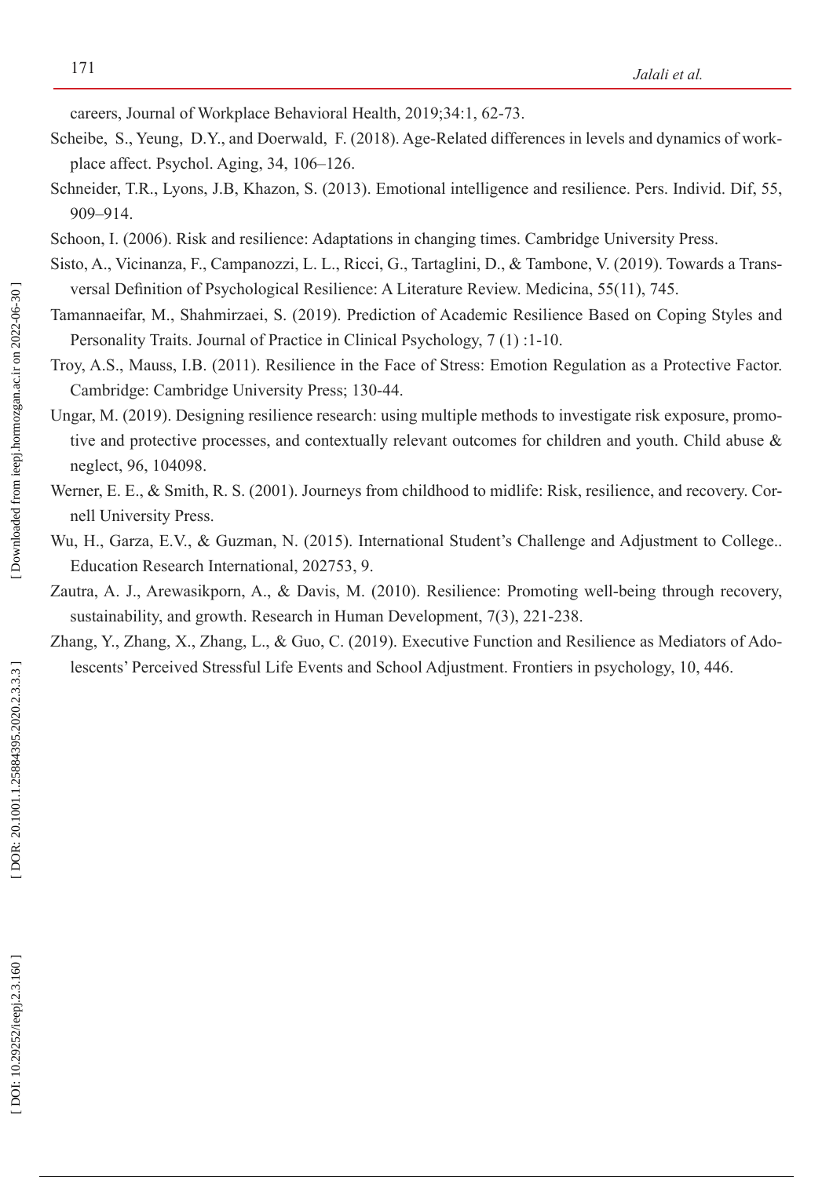careers, Journal of Workplace Behavioral Health, 2019;34:1, 62-73.

Scheibe, S., Yeung, D.Y., and Doerwald, F. (2018). Age-Related differences in levels and dynamics of workplace affect. Psychol. Aging, 34, 106–126.

Schneider, T.R., Lyons, J.B, Khazon, S. (2013). Emotional intelligence and resilience. Pers. Individ. Dif, 55, 909–914.

Schoon, I. (2006). Risk and resilience: Adaptations in changing times. Cambridge University Press.

Sisto, A., Vicinanza, F., Campanozzi, L. L., Ricci, G., Tartaglini, D., & Tambone, V. (2019). Towards a Transversal Definition of Psychological Resilience: A Literature Review. Medicina, 55(11), 745.

Tamannaeifar, M., Shahmirzaei, S. (2019). Prediction of Academic Resilience Based on Coping Styles and Personality Traits. Journal of Practice in Clinical Psychology, 7 (1) :1-10.

Troy, A.S., Mauss, I.B. (2011). Resilience in the Face of Stress: Emotion Regulation as a Protective Factor. Cambridge: Cambridge University Press; 130-44.

Ungar, M. (2019). Designing resilience research: using multiple methods to investigate risk exposure, promotive and protective processes, and contextually relevant outcomes for children and youth. Child abuse & neglect, 96, 104098.

Werner, E. E., & Smith, R. S. (2001). Journeys from childhood to midlife: Risk, resilience, and recovery. Cornell University Press.

Wu, H., Garza, E.V., & Guzman, N. (2015). International Student's Challenge and Adjustment to College.. Education Research International, 202753, 9.

Zautra, A. J., Arewasikporn, A., & Davis, M. (2010). Resilience: Promoting well-being through recovery, sustainability, and growth. Research in Human Development, 7(3), 221-238.

Zhang, Y., Zhang, X., Zhang, L., & Guo, C. (2019). Executive Function and Resilience as Mediators of Adolescents' Perceived Stressful Life Events and School Adjustment. Frontiers in psychology, 10, 446.